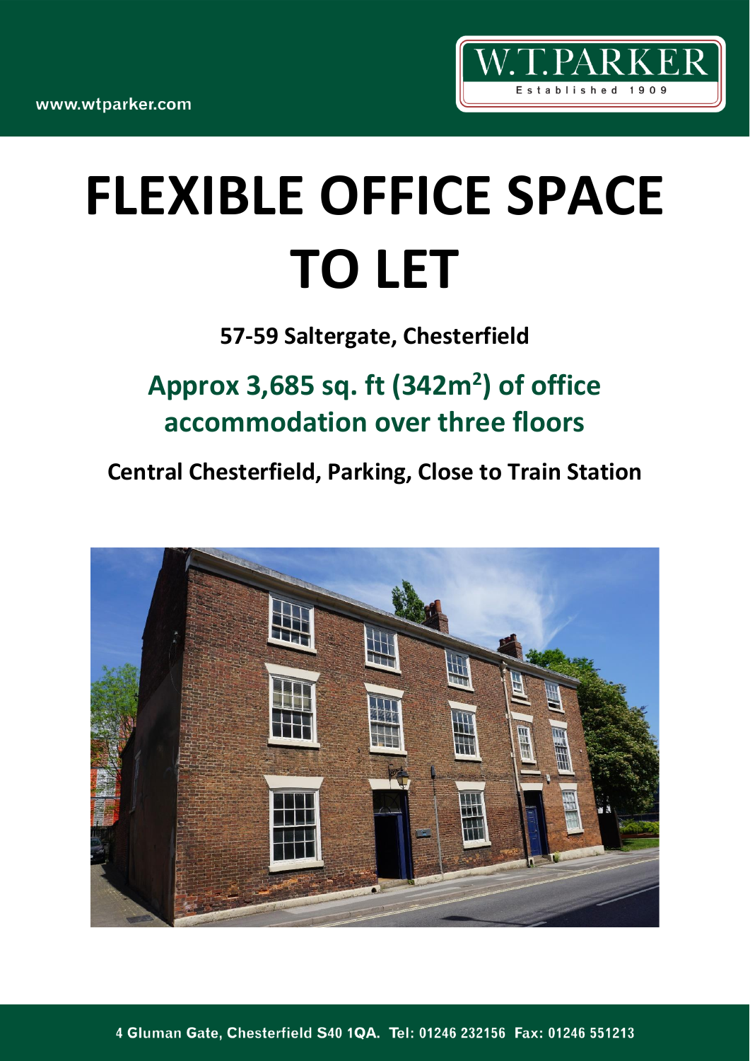www.wtparker.com

W.T.PARKER
Established 1909

# FLEXIBLE OFFICE SPACE TO LET

**57-59 Saltergate, Chesterfield**

## Approx 3,685 sq. ft (342m$^2$) of office accommodation over three floors

**Central Chesterfield, Parking, Close to Train Station**

4 Gluman Gate, Chesterfield S40 1QA. Tel: 01246 232156 Fax: 01246 551213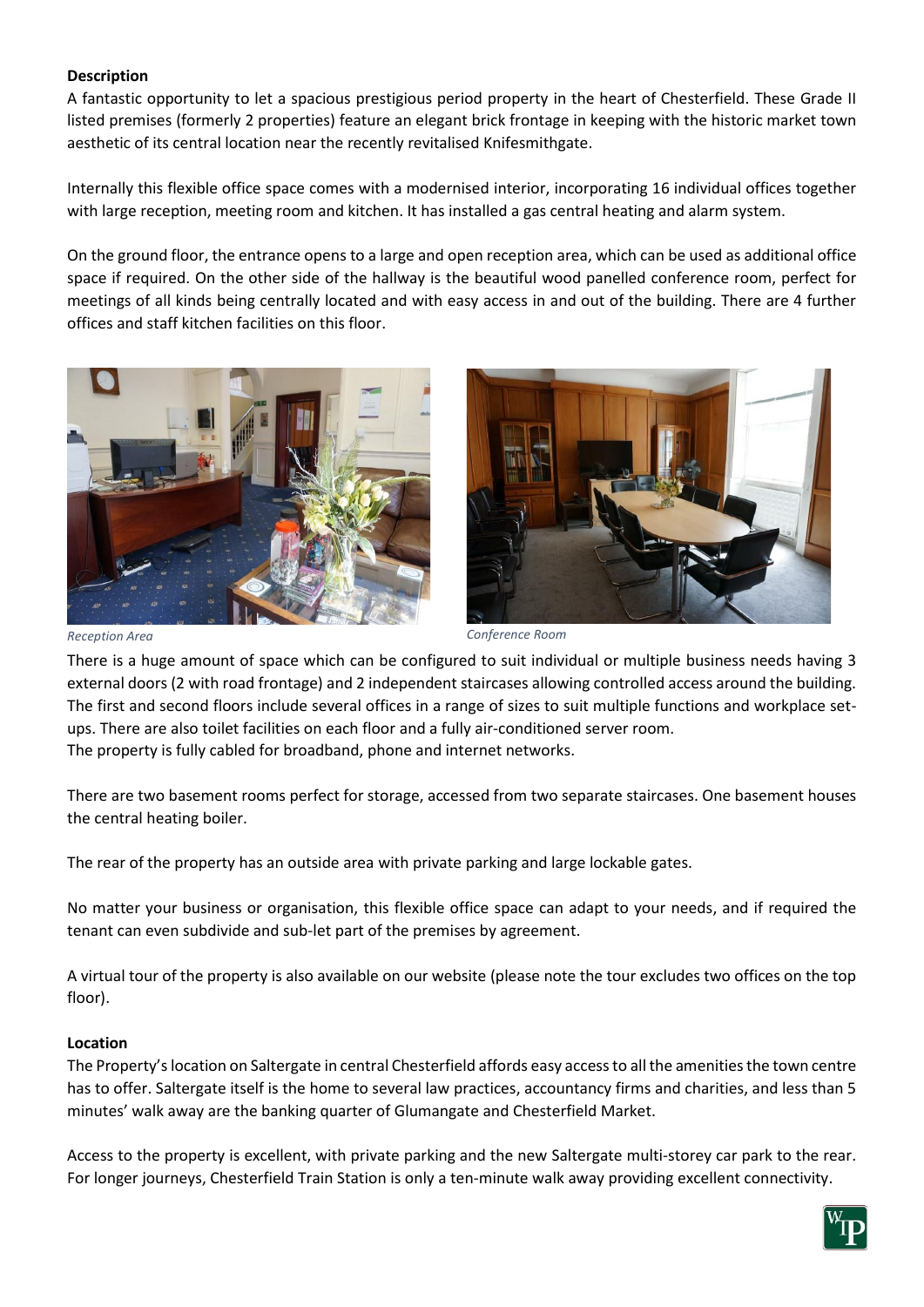**Description**

A fantastic opportunity to let a spacious prestigious period property in the heart of Chesterfield. These Grade II listed premises (formerly 2 properties) feature an elegant brick frontage in keeping with the historic market town aesthetic of its central location near the recently revitalised Knifesmithgate.

Internally this flexible office space comes with a modernised interior, incorporating 16 individual offices together with large reception, meeting room and kitchen. It has installed a gas central heating and alarm system.

On the ground floor, the entrance opens to a large and open reception area, which can be used as additional office space if required. On the other side of the hallway is the beautiful wood panelled conference room, perfect for meetings of all kinds being centrally located and with easy access in and out of the building. There are 4 further offices and staff kitchen facilities on this floor.

*Reception Area*

*Conference Room*

There is a huge amount of space which can be configured to suit individual or multiple business needs having 3 external doors (2 with road frontage) and 2 independent staircases allowing controlled access around the building. The first and second floors include several offices in a range of sizes to suit multiple functions and workplace set-ups. There are also toilet facilities on each floor and a fully air-conditioned server room.
The property is fully cabled for broadband, phone and internet networks.

There are two basement rooms perfect for storage, accessed from two separate staircases. One basement houses the central heating boiler.

The rear of the property has an outside area with private parking and large lockable gates.

No matter your business or organisation, this flexible office space can adapt to your needs, and if required the tenant can even subdivide and sub-let part of the premises by agreement.

A virtual tour of the property is also available on our website (please note the tour excludes two offices on the top floor).

**Location**

The Property's location on Saltergate in central Chesterfield affords easy access to all the amenities the town centre has to offer. Saltergate itself is the home to several law practices, accountancy firms and charities, and less than 5 minutes' walk away are the banking quarter of Glumangate and Chesterfield Market.

Access to the property is excellent, with private parking and the new Saltergate multi-storey car park to the rear. For longer journeys, Chesterfield Train Station is only a ten-minute walk away providing excellent connectivity.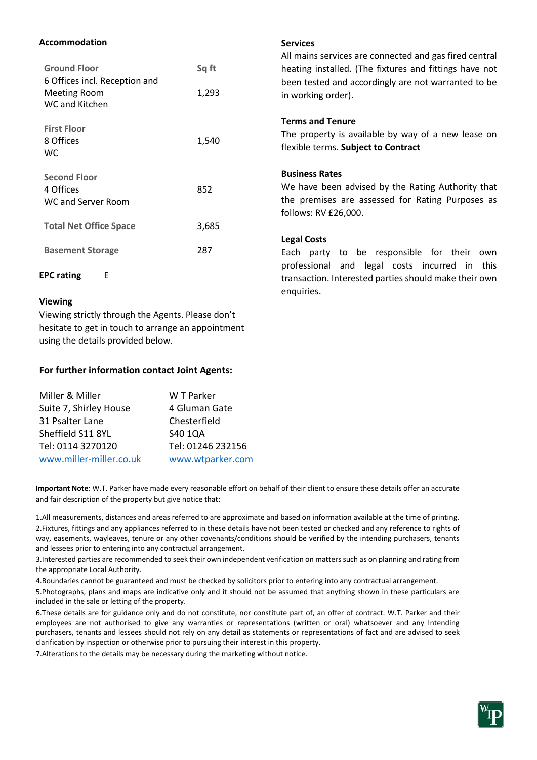## Accommodation

| | Sq ft |
|---|---|
| **Ground Floor** | |
| 6 Offices incl. Reception and Meeting Room WC and Kitchen | 1,293 |
| **First Floor** | |
| 8 Offices WC | 1,540 |
| **Second Floor** | |
| 4 Offices WC and Server Room | 852 |
| **Total Net Office Space** | 3,685 |
| **Basement Storage** | 287 |

**EPC rating** E

## Viewing

Viewing strictly through the Agents. Please don't hesitate to get in touch to arrange an appointment using the details provided below.

## For further information contact Joint Agents:

| | |
|---|---|
| Miller & Miller | W T Parker |
| Suite 7, Shirley House | 4 Gluman Gate |
| 31 Psalter Lane | Chesterfield |
| Sheffield S11 8YL | S40 1QA |
| Tel: 0114 3270120 | Tel: 01246 232156 |
| www.miller-miller.co.uk | www.wtparker.com |

## Services

All mains services are connected and gas fired central heating installed. (The fixtures and fittings have not been tested and accordingly are not warranted to be in working order).

## Terms and Tenure

The property is available by way of a new lease on flexible terms. **Subject to Contract**

## Business Rates

We have been advised by the Rating Authority that the premises are assessed for Rating Purposes as follows: RV £26,000.

## Legal Costs

Each party to be responsible for their own professional and legal costs incurred in this transaction. Interested parties should make their own enquiries.

**Important Note**: W.T. Parker have made every reasonable effort on behalf of their client to ensure these details offer an accurate and fair description of the property but give notice that:

1.All measurements, distances and areas referred to are approximate and based on information available at the time of printing.

2.Fixtures, fittings and any appliances referred to in these details have not been tested or checked and any reference to rights of way, easements, wayleaves, tenure or any other covenants/conditions should be verified by the intending purchasers, tenants and lessees prior to entering into any contractual arrangement.

3.Interested parties are recommended to seek their own independent verification on matters such as on planning and rating from the appropriate Local Authority.

4.Boundaries cannot be guaranteed and must be checked by solicitors prior to entering into any contractual arrangement.

5.Photographs, plans and maps are indicative only and it should not be assumed that anything shown in these particulars are included in the sale or letting of the property.

6.These details are for guidance only and do not constitute, nor constitute part of, an offer of contract. W.T. Parker and their employees are not authorised to give any warranties or representations (written or oral) whatsoever and any Intending purchasers, tenants and lessees should not rely on any detail as statements or representations of fact and are advised to seek clarification by inspection or otherwise prior to pursuing their interest in this property.

7.Alterations to the details may be necessary during the marketing without notice.